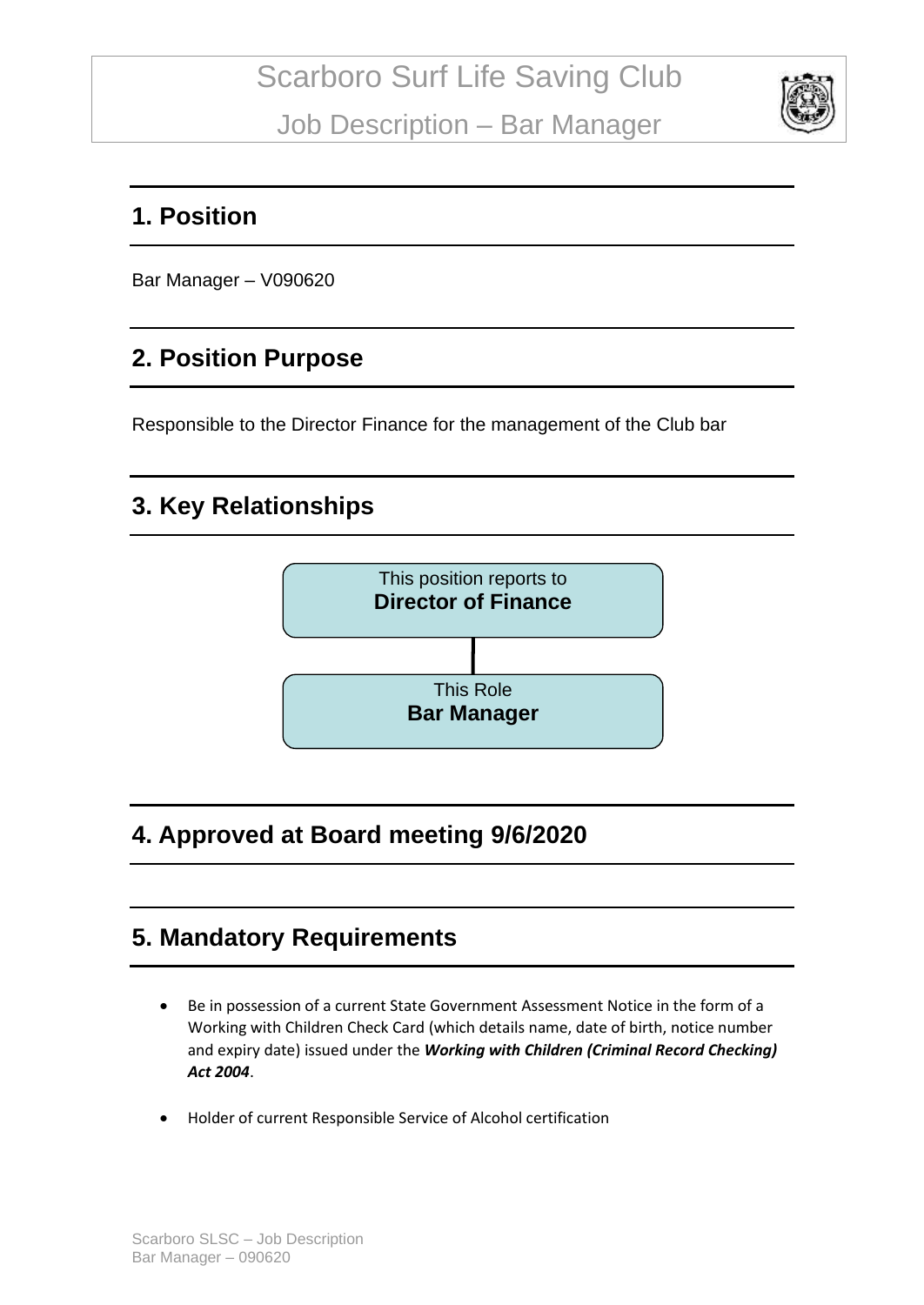# Scarboro Surf Life Saving Club

## Job Description – Bar Manager

## 1. Position

Bar Manager – V090620

## 2. Position Purpose

Responsible to the Director Finance for the management of the Club bar

## 3. Key Relationships

This position reports to
**Director of Finance**

This Role
**Bar Manager**

## 4. Approved at Board meeting 9/6/2020

## 5. Mandatory Requirements

- Be in possession of a current State Government Assessment Notice in the form of a Working with Children Check Card (which details name, date of birth, notice number and expiry date) issued under the ***Working with Children (Criminal Record Checking) Act 2004***.
- Holder of current Responsible Service of Alcohol certification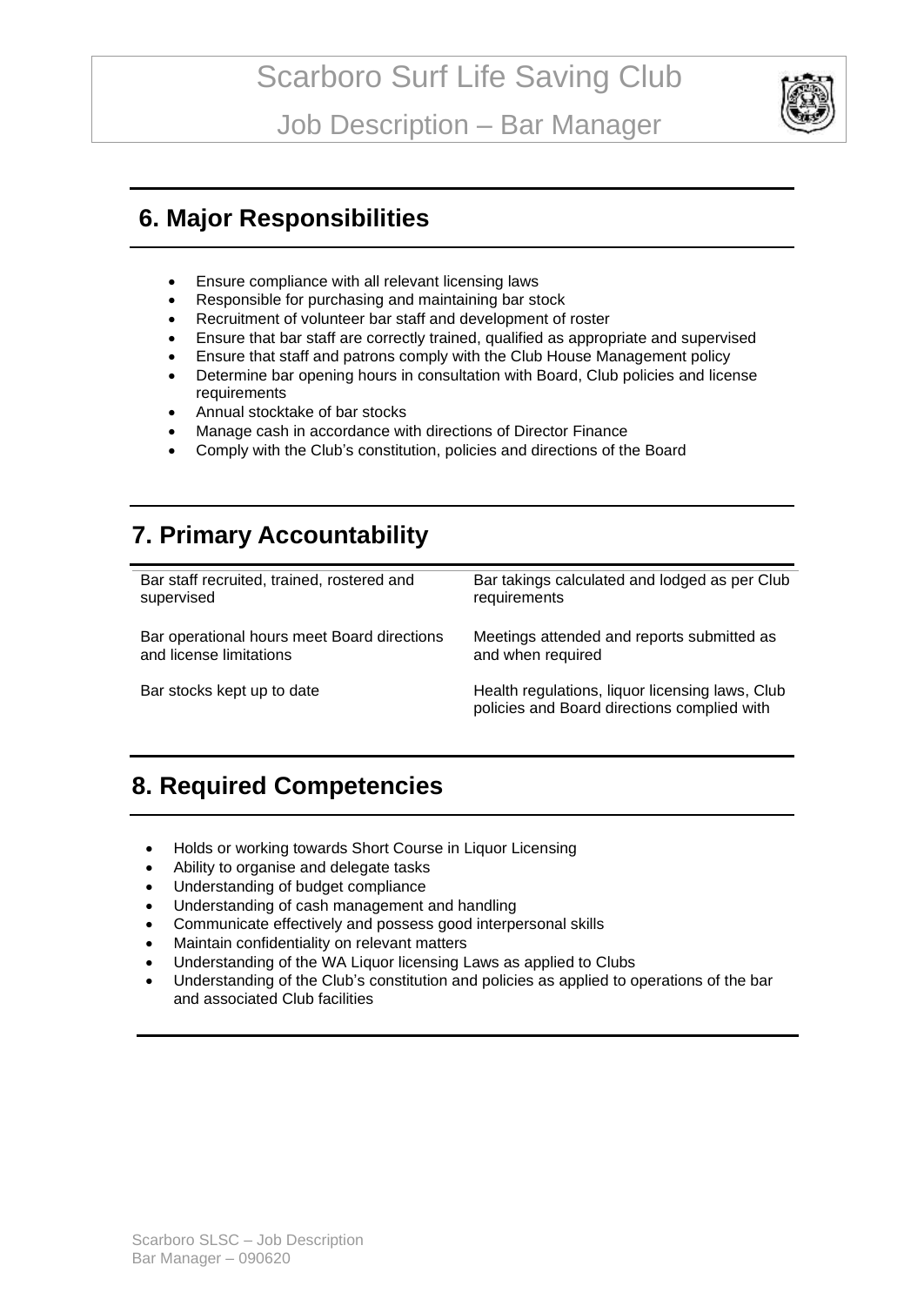## 6. Major Responsibilities

- Ensure compliance with all relevant licensing laws
- Responsible for purchasing and maintaining bar stock
- Recruitment of volunteer bar staff and development of roster
- Ensure that bar staff are correctly trained, qualified as appropriate and supervised
- Ensure that staff and patrons comply with the Club House Management policy
- Determine bar opening hours in consultation with Board, Club policies and license requirements
- Annual stocktake of bar stocks
- Manage cash in accordance with directions of Director Finance
- Comply with the Club's constitution, policies and directions of the Board

## 7. Primary Accountability

| | |
|---|---|
| Bar staff recruited, trained, rostered and supervised | Bar takings calculated and lodged as per Club requirements |
| Bar operational hours meet Board directions and license limitations | Meetings attended and reports submitted as and when required |
| Bar stocks kept up to date | Health regulations, liquor licensing laws, Club policies and Board directions complied with |

## 8. Required Competencies

- Holds or working towards Short Course in Liquor Licensing
- Ability to organise and delegate tasks
- Understanding of budget compliance
- Understanding of cash management and handling
- Communicate effectively and possess good interpersonal skills
- Maintain confidentiality on relevant matters
- Understanding of the WA Liquor licensing Laws as applied to Clubs
- Understanding of the Club's constitution and policies as applied to operations of the bar and associated Club facilities